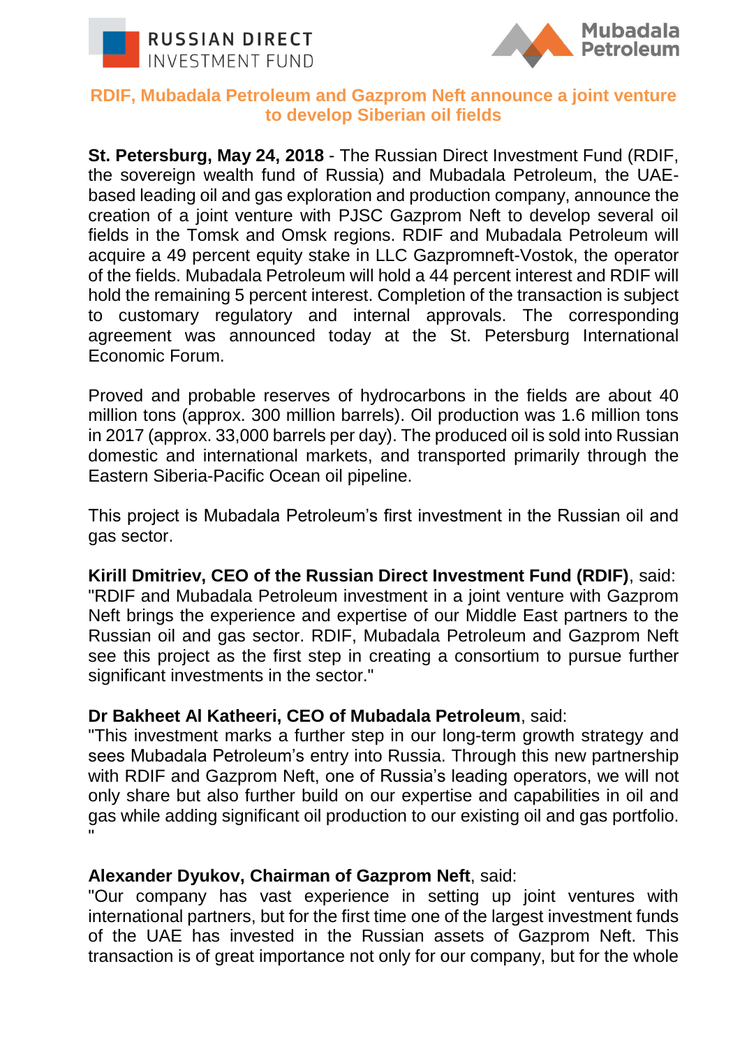# RDIF, Mubadala Petroleum and Gazprom Neft announce a joint venture to develop Siberian oil fields

**St. Petersburg, May 24, 2018** - The Russian Direct Investment Fund (RDIF, the sovereign wealth fund of Russia) and Mubadala Petroleum, the UAE-based leading oil and gas exploration and production company, announce the creation of a joint venture with PJSC Gazprom Neft to develop several oil fields in the Tomsk and Omsk regions. RDIF and Mubadala Petroleum will acquire a 49 percent equity stake in LLC Gazpromneft-Vostok, the operator of the fields. Mubadala Petroleum will hold a 44 percent interest and RDIF will hold the remaining 5 percent interest. Completion of the transaction is subject to customary regulatory and internal approvals. The corresponding agreement was announced today at the St. Petersburg International Economic Forum.

Proved and probable reserves of hydrocarbons in the fields are about 40 million tons (approx. 300 million barrels). Oil production was 1.6 million tons in 2017 (approx. 33,000 barrels per day). The produced oil is sold into Russian domestic and international markets, and transported primarily through the Eastern Siberia-Pacific Ocean oil pipeline.

This project is Mubadala Petroleum's first investment in the Russian oil and gas sector.

**Kirill Dmitriev, CEO of the Russian Direct Investment Fund (RDIF)**, said: "RDIF and Mubadala Petroleum investment in a joint venture with Gazprom Neft brings the experience and expertise of our Middle East partners to the Russian oil and gas sector. RDIF, Mubadala Petroleum and Gazprom Neft see this project as the first step in creating a consortium to pursue further significant investments in the sector."

**Dr Bakheet Al Katheeri, CEO of Mubadala Petroleum**, said: "This investment marks a further step in our long-term growth strategy and sees Mubadala Petroleum's entry into Russia. Through this new partnership with RDIF and Gazprom Neft, one of Russia's leading operators, we will not only share but also further build on our expertise and capabilities in oil and gas while adding significant oil production to our existing oil and gas portfolio."

**Alexander Dyukov, Chairman of Gazprom Neft**, said: "Our company has vast experience in setting up joint ventures with international partners, but for the first time one of the largest investment funds of the UAE has invested in the Russian assets of Gazprom Neft. This transaction is of great importance not only for our company, but for the whole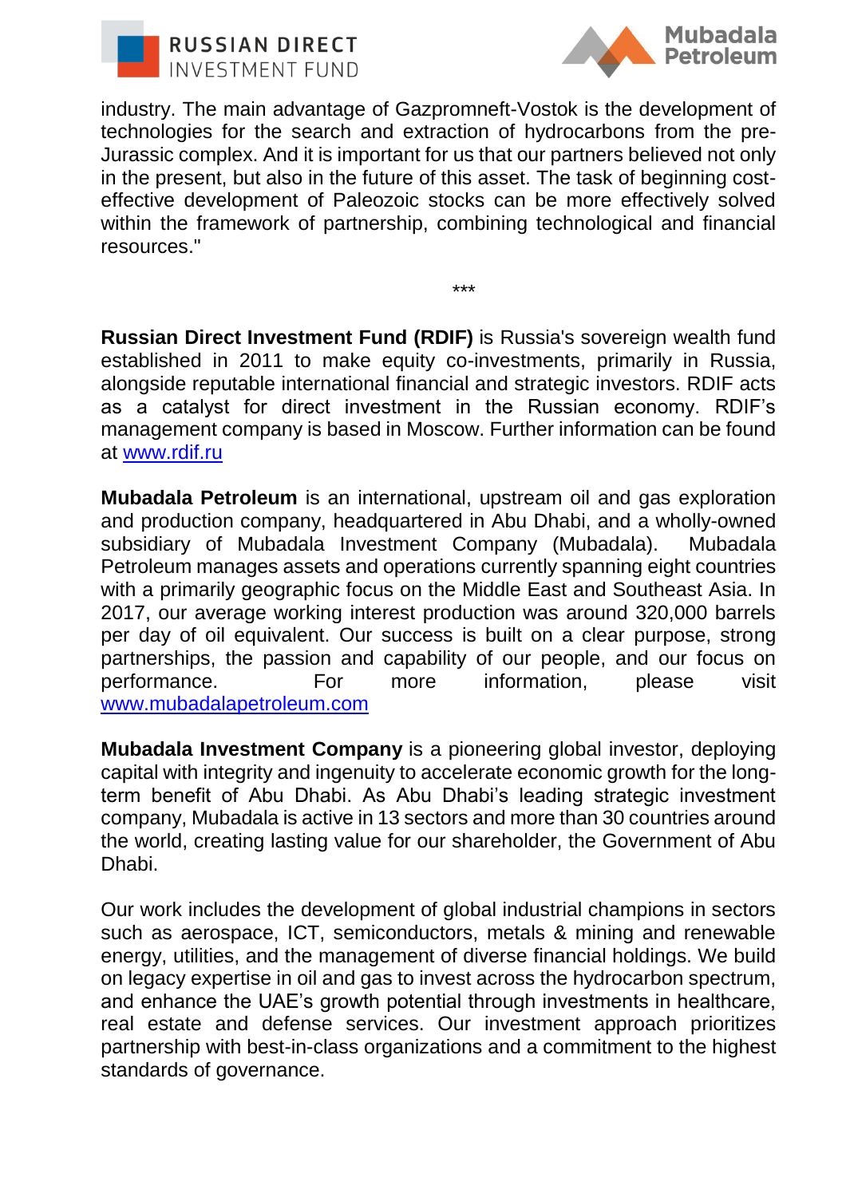industry. The main advantage of Gazpromneft-Vostok is the development of technologies for the search and extraction of hydrocarbons from the pre-Jurassic complex. And it is important for us that our partners believed not only in the present, but also in the future of this asset. The task of beginning cost-effective development of Paleozoic stocks can be more effectively solved within the framework of partnership, combining technological and financial resources."

***

**Russian Direct Investment Fund (RDIF)** is Russia's sovereign wealth fund established in 2011 to make equity co-investments, primarily in Russia, alongside reputable international financial and strategic investors. RDIF acts as a catalyst for direct investment in the Russian economy. RDIF's management company is based in Moscow. Further information can be found at [www.rdif.ru](http://www.rdif.ru)

**Mubadala Petroleum** is an international, upstream oil and gas exploration and production company, headquartered in Abu Dhabi, and a wholly-owned subsidiary of Mubadala Investment Company (Mubadala). Mubadala Petroleum manages assets and operations currently spanning eight countries with a primarily geographic focus on the Middle East and Southeast Asia. In 2017, our average working interest production was around 320,000 barrels per day of oil equivalent. Our success is built on a clear purpose, strong partnerships, the passion and capability of our people, and our focus on performance. For more information, please visit [www.mubadalapetroleum.com](http://www.mubadalapetroleum.com)

**Mubadala Investment Company** is a pioneering global investor, deploying capital with integrity and ingenuity to accelerate economic growth for the long-term benefit of Abu Dhabi. As Abu Dhabi's leading strategic investment company, Mubadala is active in 13 sectors and more than 30 countries around the world, creating lasting value for our shareholder, the Government of Abu Dhabi.

Our work includes the development of global industrial champions in sectors such as aerospace, ICT, semiconductors, metals & mining and renewable energy, utilities, and the management of diverse financial holdings. We build on legacy expertise in oil and gas to invest across the hydrocarbon spectrum, and enhance the UAE's growth potential through investments in healthcare, real estate and defense services. Our investment approach prioritizes partnership with best-in-class organizations and a commitment to the highest standards of governance.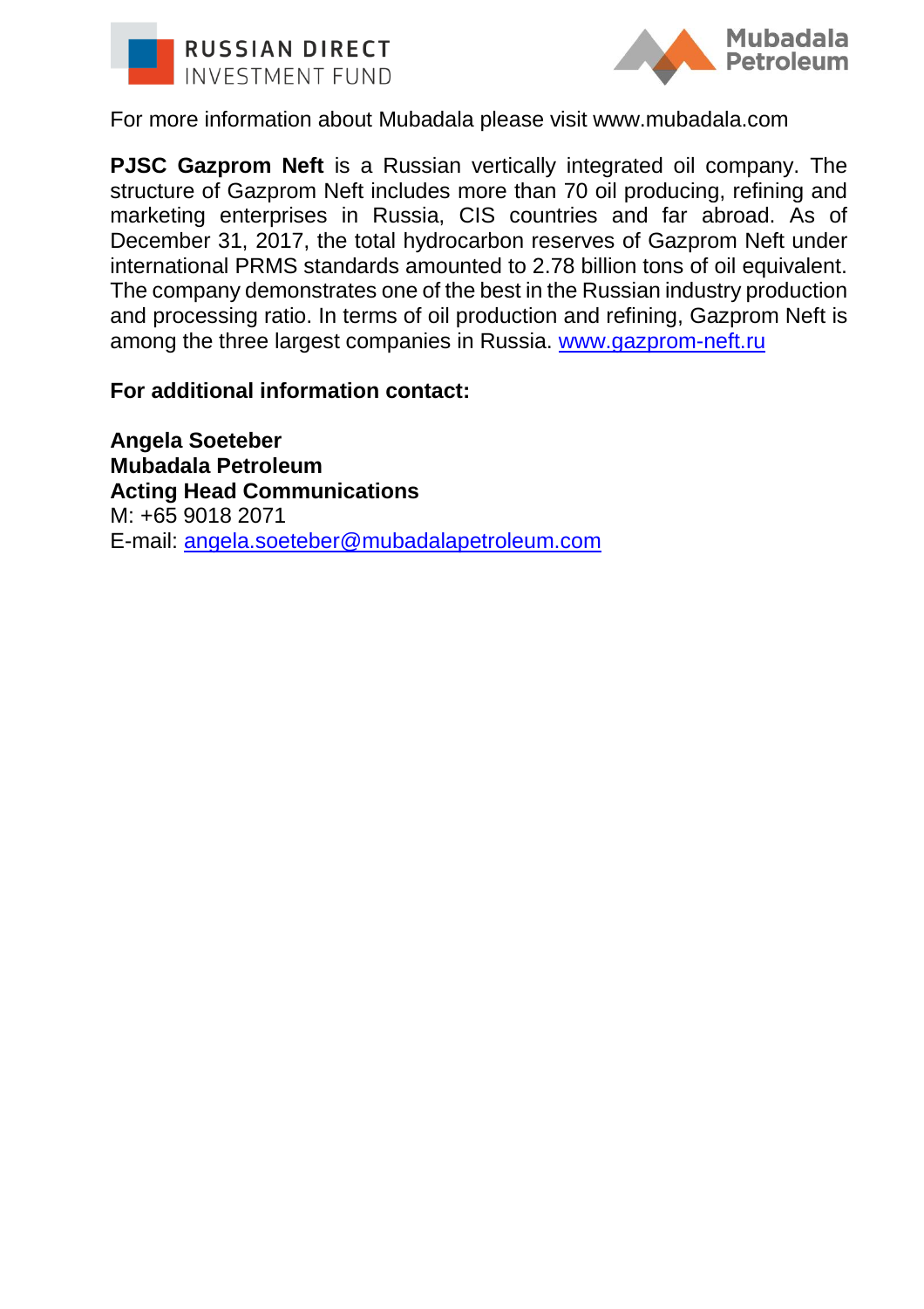For more information about Mubadala please visit www.mubadala.com

**PJSC Gazprom Neft** is a Russian vertically integrated oil company. The structure of Gazprom Neft includes more than 70 oil producing, refining and marketing enterprises in Russia, CIS countries and far abroad. As of December 31, 2017, the total hydrocarbon reserves of Gazprom Neft under international PRMS standards amounted to 2.78 billion tons of oil equivalent. The company demonstrates one of the best in the Russian industry production and processing ratio. In terms of oil production and refining, Gazprom Neft is among the three largest companies in Russia. www.gazprom-neft.ru

**For additional information contact:**

**Angela Soeteber**
**Mubadala Petroleum**
**Acting Head Communications**
M: +65 9018 2071
E-mail: angela.soeteber@mubadalapetroleum.com